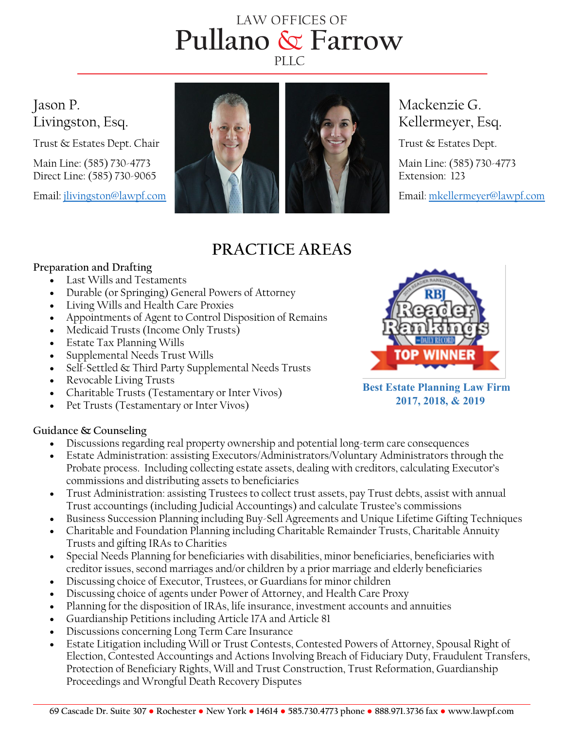LAW OFFICES OF

# Pullano & Farrow

PLLC

**Jason P. Livingston, Esq.**

Trust & Estates Dept. Chair

Main Line: (585) 730-4773
Direct Line: (585) 730-9065

Email: jlivingston@lawpf.com

**Mackenzie G. Kellermeyer, Esq.**

Trust & Estates Dept.

Main Line: (585) 730-4773
Extension: 123

Email: mkellermeyer@lawpf.com

## PRACTICE AREAS

**Best Estate Planning Law Firm 2017, 2018, & 2019**

### Preparation and Drafting

- Last Wills and Testaments
- Durable (or Springing) General Powers of Attorney
- Living Wills and Health Care Proxies
- Appointments of Agent to Control Disposition of Remains
- Medicaid Trusts (Income Only Trusts)
- Estate Tax Planning Wills
- Supplemental Needs Trust Wills
- Self-Settled & Third Party Supplemental Needs Trusts
- Revocable Living Trusts
- Charitable Trusts (Testamentary or Inter Vivos)
- Pet Trusts (Testamentary or Inter Vivos)

### Guidance & Counseling

- Discussions regarding real property ownership and potential long-term care consequences
- Estate Administration: assisting Executors/Administrators/Voluntary Administrators through the Probate process. Including collecting estate assets, dealing with creditors, calculating Executor's commissions and distributing assets to beneficiaries
- Trust Administration: assisting Trustees to collect trust assets, pay Trust debts, assist with annual Trust accountings (including Judicial Accountings) and calculate Trustee's commissions
- Business Succession Planning including Buy-Sell Agreements and Unique Lifetime Gifting Techniques
- Charitable and Foundation Planning including Charitable Remainder Trusts, Charitable Annuity Trusts and gifting IRAs to Charities
- Special Needs Planning for beneficiaries with disabilities, minor beneficiaries, beneficiaries with creditor issues, second marriages and/or children by a prior marriage and elderly beneficiaries
- Discussing choice of Executor, Trustees, or Guardians for minor children
- Discussing choice of agents under Power of Attorney, and Health Care Proxy
- Planning for the disposition of IRAs, life insurance, investment accounts and annuities
- Guardianship Petitions including Article 17A and Article 81
- Discussions concerning Long Term Care Insurance
- Estate Litigation including Will or Trust Contests, Contested Powers of Attorney, Spousal Right of Election, Contested Accountings and Actions Involving Breach of Fiduciary Duty, Fraudulent Transfers, Protection of Beneficiary Rights, Will and Trust Construction, Trust Reformation, Guardianship Proceedings and Wrongful Death Recovery Disputes

**69 Cascade Dr. Suite 307 ● Rochester ● New York ● 14614 ● 585.730.4773 phone ● 888.971.3736 fax ● www.lawpf.com**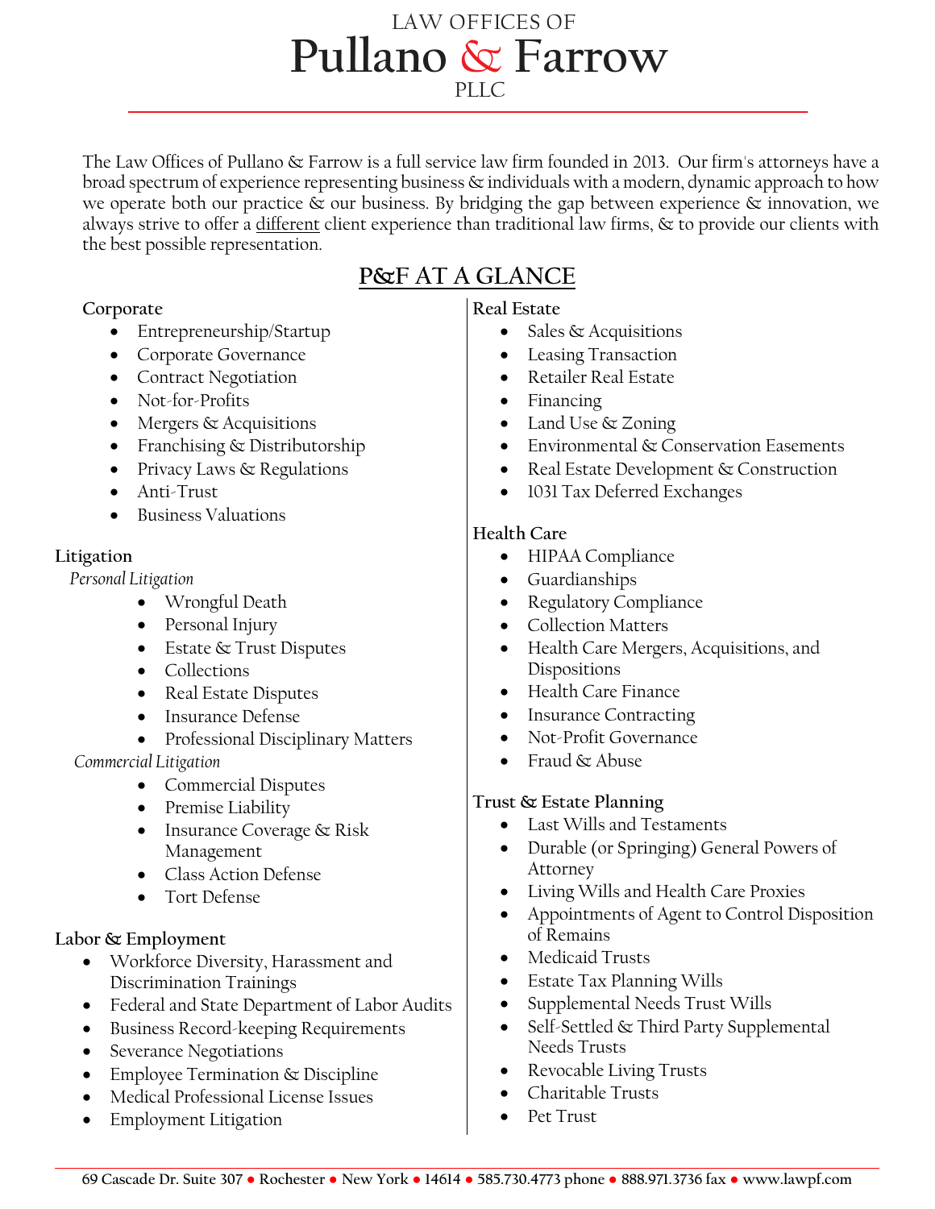LAW OFFICES OF

# Pullano & Farrow

PLLC

The Law Offices of Pullano & Farrow is a full service law firm founded in 2013. Our firm's attorneys have a broad spectrum of experience representing business & individuals with a modern, dynamic approach to how we operate both our practice & our business. By bridging the gap between experience & innovation, we always strive to offer a different client experience than traditional law firms, & to provide our clients with the best possible representation.

## P&F AT A GLANCE

**Corporate**

- Entrepreneurship/Startup
- Corporate Governance
- Contract Negotiation
- Not-for-Profits
- Mergers & Acquisitions
- Franchising & Distributorship
- Privacy Laws & Regulations
- Anti-Trust
- Business Valuations

**Litigation**

*Personal Litigation*

- Wrongful Death
- Personal Injury
- Estate & Trust Disputes
- Collections
- Real Estate Disputes
- Insurance Defense
- Professional Disciplinary Matters

*Commercial Litigation*

- Commercial Disputes
- Premise Liability
- Insurance Coverage & Risk Management
- Class Action Defense
- Tort Defense

**Labor & Employment**

- Workforce Diversity, Harassment and Discrimination Trainings
- Federal and State Department of Labor Audits
- Business Record-keeping Requirements
- Severance Negotiations
- Employee Termination & Discipline
- Medical Professional License Issues
- Employment Litigation

**Real Estate**

- Sales & Acquisitions
- Leasing Transaction
- Retailer Real Estate
- Financing
- Land Use & Zoning
- Environmental & Conservation Easements
- Real Estate Development & Construction
- 1031 Tax Deferred Exchanges

**Health Care**

- HIPAA Compliance
- Guardianships
- Regulatory Compliance
- Collection Matters
- Health Care Mergers, Acquisitions, and Dispositions
- Health Care Finance
- Insurance Contracting
- Not-Profit Governance
- Fraud & Abuse

**Trust & Estate Planning**

- Last Wills and Testaments
- Durable (or Springing) General Powers of Attorney
- Living Wills and Health Care Proxies
- Appointments of Agent to Control Disposition of Remains
- Medicaid Trusts
- Estate Tax Planning Wills
- Supplemental Needs Trust Wills
- Self-Settled & Third Party Supplemental Needs Trusts
- Revocable Living Trusts
- Charitable Trusts
- Pet Trust

**69 Cascade Dr. Suite 307 ● Rochester ● New York ● 14614 ● 585.730.4773 phone ● 888.971.3736 fax ● www.lawpf.com**